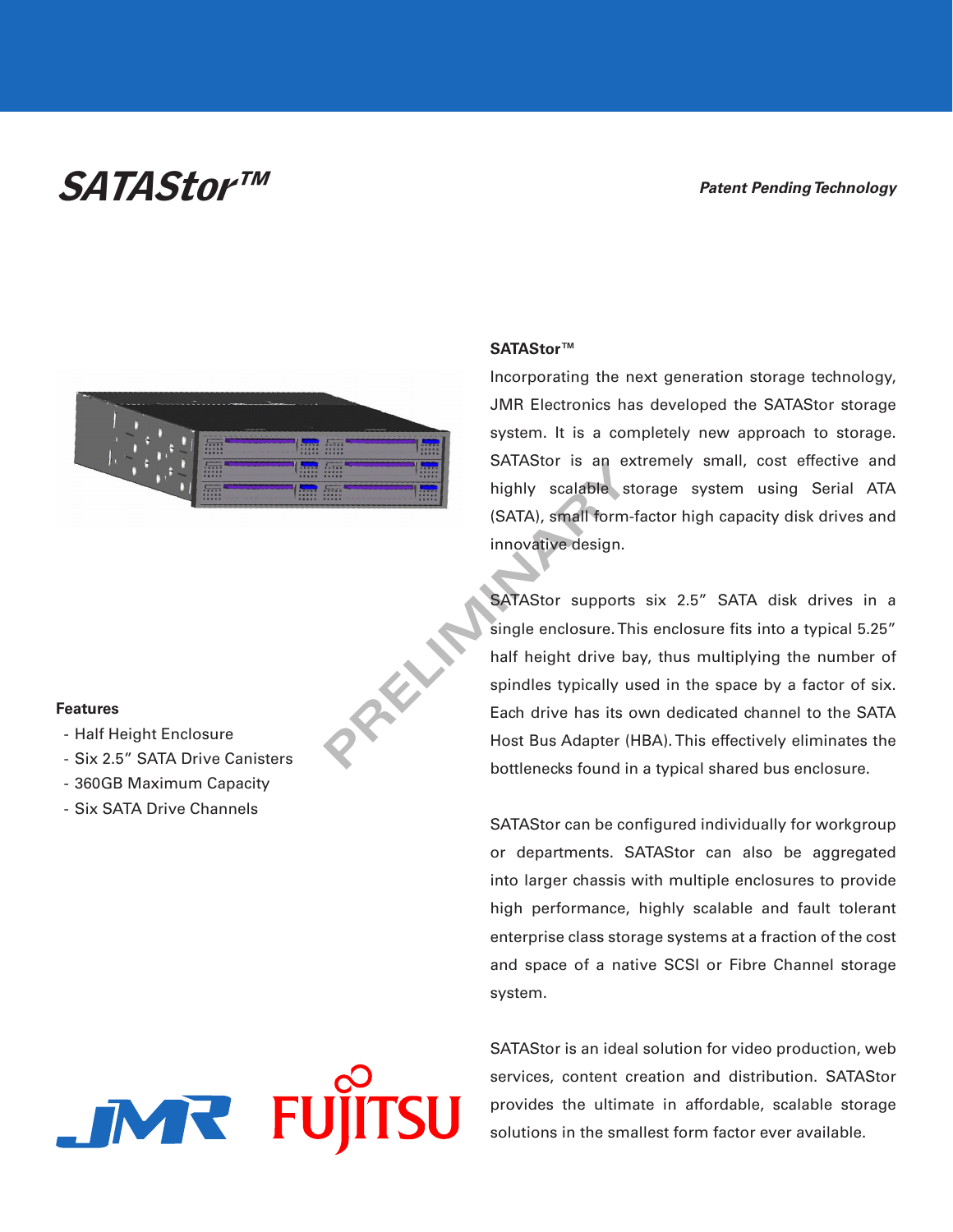# SATAStor™

***Patent Pending Technology***

PRELIMINARY

## SATAStor™

Incorporating the next generation storage technology, JMR Electronics has developed the SATAStor storage system. It is a completely new approach to storage. SATAStor is an extremely small, cost effective and highly scalable storage system using Serial ATA (SATA), small form-factor high capacity disk drives and innovative design.

SATAStor supports six 2.5" SATA disk drives in a single enclosure. This enclosure fits into a typical 5.25" half height drive bay, thus multiplying the number of spindles typically used in the space by a factor of six. Each drive has its own dedicated channel to the SATA Host Bus Adapter (HBA). This effectively eliminates the bottlenecks found in a typical shared bus enclosure.

SATAStor can be configured individually for workgroup or departments. SATAStor can also be aggregated into larger chassis with multiple enclosures to provide high performance, highly scalable and fault tolerant enterprise class storage systems at a fraction of the cost and space of a native SCSI or Fibre Channel storage system.

SATAStor is an ideal solution for video production, web services, content creation and distribution. SATAStor provides the ultimate in affordable, scalable storage solutions in the smallest form factor ever available.

### Features

- Half Height Enclosure
- Six 2.5" SATA Drive Canisters
- 360GB Maximum Capacity
- Six SATA Drive Channels

JMR FUJITSU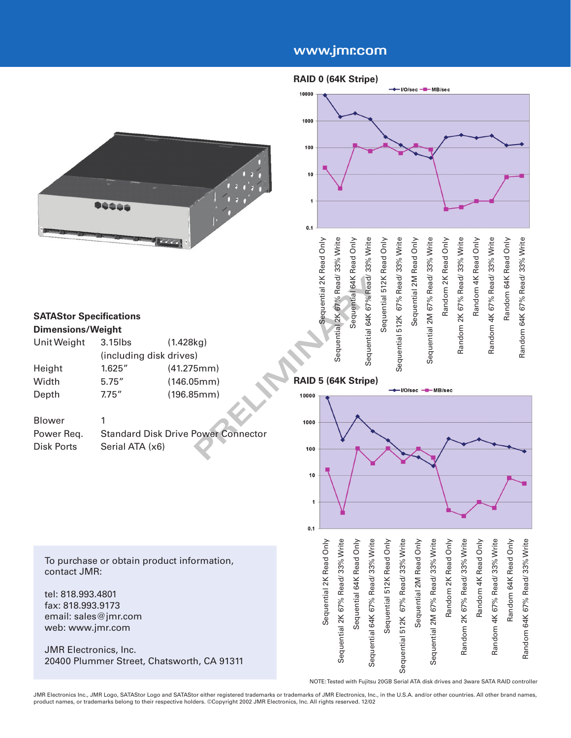www.jmr.com

## SATAStor Specifications

### Dimensions/Weight

| | | |
|---|---|---|
| Unit Weight | 3.15lbs (including disk drives) | (1.428kg) |
| Height | 1.625″ | (41.275mm) |
| Width | 5.75″ | (146.05mm) |
| Depth | 7.75″ | (196.85mm) |

| | |
|---|---|
| Blower | 1 |
| Power Req. | Standard Disk Drive Power Connector |
| Disk Ports | Serial ATA (x6) |

PRELIMINARY

To purchase or obtain product information, contact JMR:

tel: 818.993.4801
fax: 818.993.9173
email: sales@jmr.com
web: www.jmr.com

JMR Electronics, Inc.
20400 Plummer Street, Chatsworth, CA 91311

### RAID 0 (64K Stripe)

I/O/sec
MB/sec

10000
1000
100
10
1
0.1

Sequential 2K Read Only
Sequential 2K 67% Read/ 33% Write
Sequential 64K Read Only
Sequential 64K 67% Read/ 33% Write
Sequential 512K Read Only
Sequential 512K 67% Read/ 33% Write
Sequential 2M Read Only
Sequential 2M 67% Read/ 33% Write
Random 2K Read Only
Random 2K 67% Read/ 33% Write
Random 4K Read Only
Random 4K 67% Read/ 33% Write
Random 64K Read Only
Random 64K 67% Read/ 33% Write

### RAID 5 (64K Stripe)

I/O/sec
MB/sec

10000
1000
100
10
1
0.1

Sequential 2K Read Only
Sequential 2K 67% Read/ 33% Write
Sequential 64K Read Only
Sequential 64K 67% Read/ 33% Write
Sequential 512K Read Only
Sequential 512K 67% Read/ 33% Write
Sequential 2M Read Only
Sequential 2M 67% Read/ 33% Write
Random 2K Read Only
Random 2K 67% Read/ 33% Write
Random 4K Read Only
Random 4K 67% Read/ 33% Write
Random 64K Read Only
Random 64K 67% Read/ 33% Write

NOTE: Tested with Fujitsu 20GB Serial ATA disk drives and 3ware SATA RAID controller

JMR Electronics Inc., JMR Logo, SATAStor Logo and SATAStor either registered trademarks or trademarks of JMR Electronics, Inc., in the U.S.A. and/or other countries. All other brand names, product names, or trademarks belong to their respective holders. ©Copyright 2002 JMR Electronics, Inc. All rights reserved. 12/02